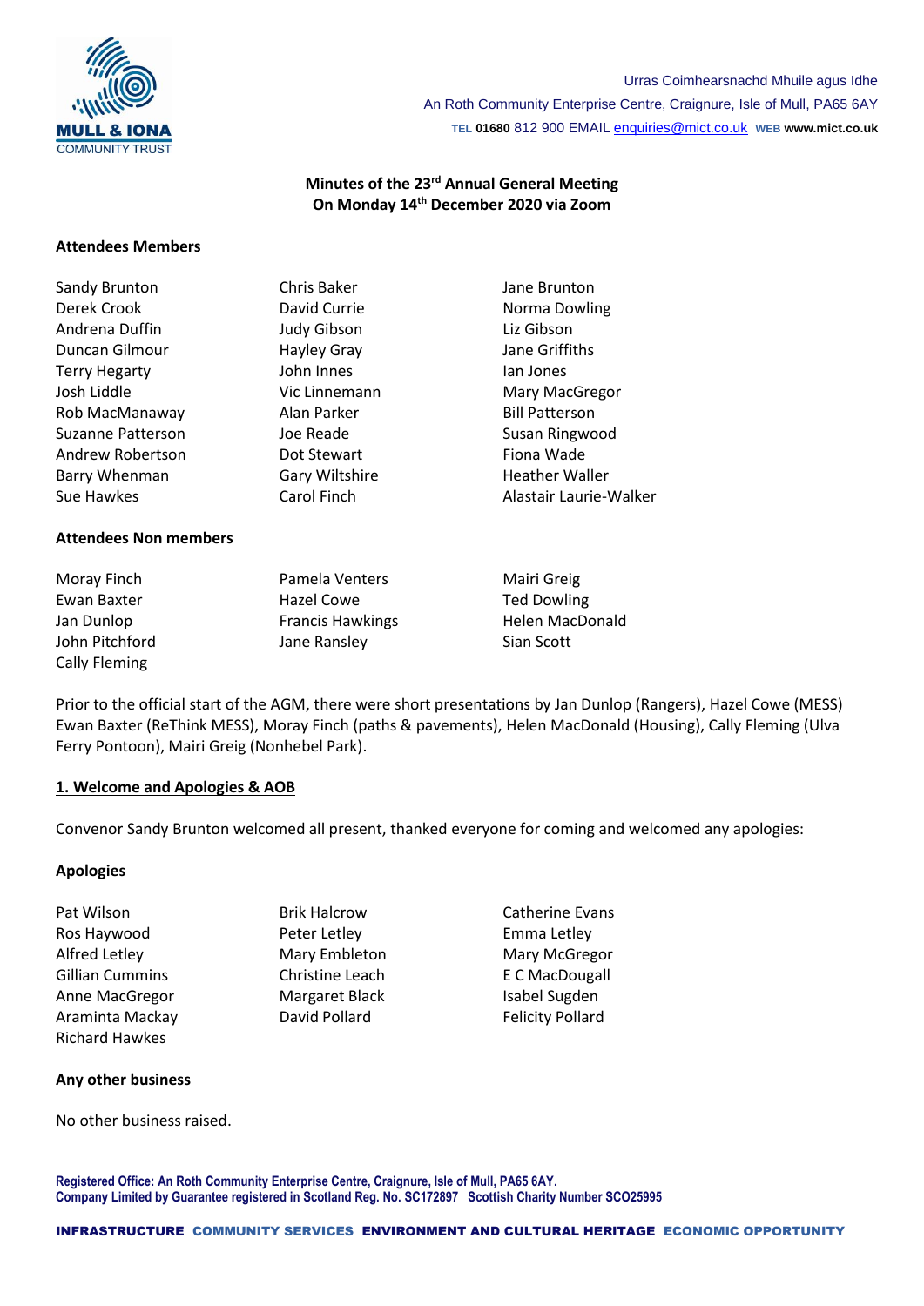Urras Coimhearsnachd Mhuile agus Idhe
An Roth Community Enterprise Centre, Craignure, Isle of Mull, PA65 6AY
TEL 01680 812 900 EMAIL enquiries@mict.co.uk WEB www.mict.co.uk

**Minutes of the 23rd Annual General Meeting**
**On Monday 14th December 2020 via Zoom**

**Attendees Members**

| | | |
|---|---|---|
| Sandy Brunton | Chris Baker | Jane Brunton |
| Derek Crook | David Currie | Norma Dowling |
| Andrena Duffin | Judy Gibson | Liz Gibson |
| Duncan Gilmour | Hayley Gray | Jane Griffiths |
| Terry Hegarty | John Innes | Ian Jones |
| Josh Liddle | Vic Linnemann | Mary MacGregor |
| Rob MacManaway | Alan Parker | Bill Patterson |
| Suzanne Patterson | Joe Reade | Susan Ringwood |
| Andrew Robertson | Dot Stewart | Fiona Wade |
| Barry Whenman | Gary Wiltshire | Heather Waller |
| Sue Hawkes | Carol Finch | Alastair Laurie-Walker |

**Attendees Non members**

| | | |
|---|---|---|
| Moray Finch | Pamela Venters | Mairi Greig |
| Ewan Baxter | Hazel Cowe | Ted Dowling |
| Jan Dunlop | Francis Hawkings | Helen MacDonald |
| John Pitchford | Jane Ransley | Sian Scott |
| Cally Fleming | | |

Prior to the official start of the AGM, there were short presentations by Jan Dunlop (Rangers), Hazel Cowe (MESS) Ewan Baxter (ReThink MESS), Moray Finch (paths & pavements), Helen MacDonald (Housing), Cally Fleming (Ulva Ferry Pontoon), Mairi Greig (Nonhebel Park).

## 1. Welcome and Apologies & AOB

Convenor Sandy Brunton welcomed all present, thanked everyone for coming and welcomed any apologies:

**Apologies**

| | | |
|---|---|---|
| Pat Wilson | Brik Halcrow | Catherine Evans |
| Ros Haywood | Peter Letley | Emma Letley |
| Alfred Letley | Mary Embleton | Mary McGregor |
| Gillian Cummins | Christine Leach | E C MacDougall |
| Anne MacGregor | Margaret Black | Isabel Sugden |
| Araminta Mackay | David Pollard | Felicity Pollard |
| Richard Hawkes | | |

**Any other business**

No other business raised.

**Registered Office: An Roth Community Enterprise Centre, Craignure, Isle of Mull, PA65 6AY.**
**Company Limited by Guarantee registered in Scotland Reg. No. SC172897 Scottish Charity Number SCO25995**

INFRASTRUCTURE COMMUNITY SERVICES ENVIRONMENT AND CULTURAL HERITAGE ECONOMIC OPPORTUNITY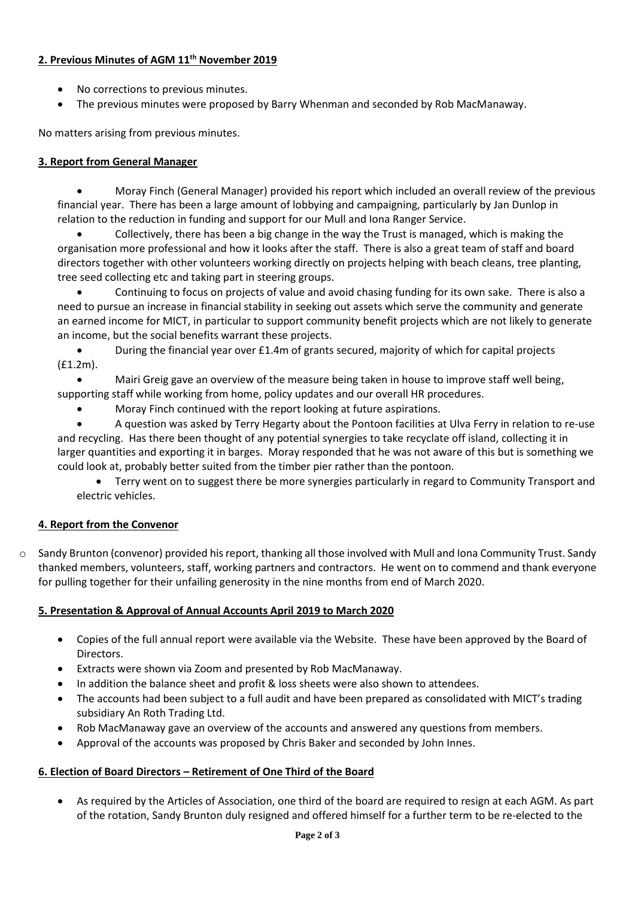**2. Previous Minutes of AGM 11th November 2019**

- No corrections to previous minutes.
- The previous minutes were proposed by Barry Whenman and seconded by Rob MacManaway.

No matters arising from previous minutes.

**3. Report from General Manager**

- Moray Finch (General Manager) provided his report which included an overall review of the previous financial year. There has been a large amount of lobbying and campaigning, particularly by Jan Dunlop in relation to the reduction in funding and support for our Mull and Iona Ranger Service.
- Collectively, there has been a big change in the way the Trust is managed, which is making the organisation more professional and how it looks after the staff. There is also a great team of staff and board directors together with other volunteers working directly on projects helping with beach cleans, tree planting, tree seed collecting etc and taking part in steering groups.
- Continuing to focus on projects of value and avoid chasing funding for its own sake. There is also a need to pursue an increase in financial stability in seeking out assets which serve the community and generate an earned income for MICT, in particular to support community benefit projects which are not likely to generate an income, but the social benefits warrant these projects.
- During the financial year over £1.4m of grants secured, majority of which for capital projects (£1.2m).
- Mairi Greig gave an overview of the measure being taken in house to improve staff well being, supporting staff while working from home, policy updates and our overall HR procedures.
- Moray Finch continued with the report looking at future aspirations.
- A question was asked by Terry Hegarty about the Pontoon facilities at Ulva Ferry in relation to re-use and recycling. Has there been thought of any potential synergies to take recyclate off island, collecting it in larger quantities and exporting it in barges. Moray responded that he was not aware of this but is something we could look at, probably better suited from the timber pier rather than the pontoon.
  - Terry went on to suggest there be more synergies particularly in regard to Community Transport and electric vehicles.

**4. Report from the Convenor**

- Sandy Brunton (convenor) provided his report, thanking all those involved with Mull and Iona Community Trust. Sandy thanked members, volunteers, staff, working partners and contractors. He went on to commend and thank everyone for pulling together for their unfailing generosity in the nine months from end of March 2020.

**5. Presentation & Approval of Annual Accounts April 2019 to March 2020**

- Copies of the full annual report were available via the Website. These have been approved by the Board of Directors.
- Extracts were shown via Zoom and presented by Rob MacManaway.
- In addition the balance sheet and profit & loss sheets were also shown to attendees.
- The accounts had been subject to a full audit and have been prepared as consolidated with MICT's trading subsidiary An Roth Trading Ltd.
- Rob MacManaway gave an overview of the accounts and answered any questions from members.
- Approval of the accounts was proposed by Chris Baker and seconded by John Innes.

**6. Election of Board Directors – Retirement of One Third of the Board**

- As required by the Articles of Association, one third of the board are required to resign at each AGM. As part of the rotation, Sandy Brunton duly resigned and offered himself for a further term to be re-elected to the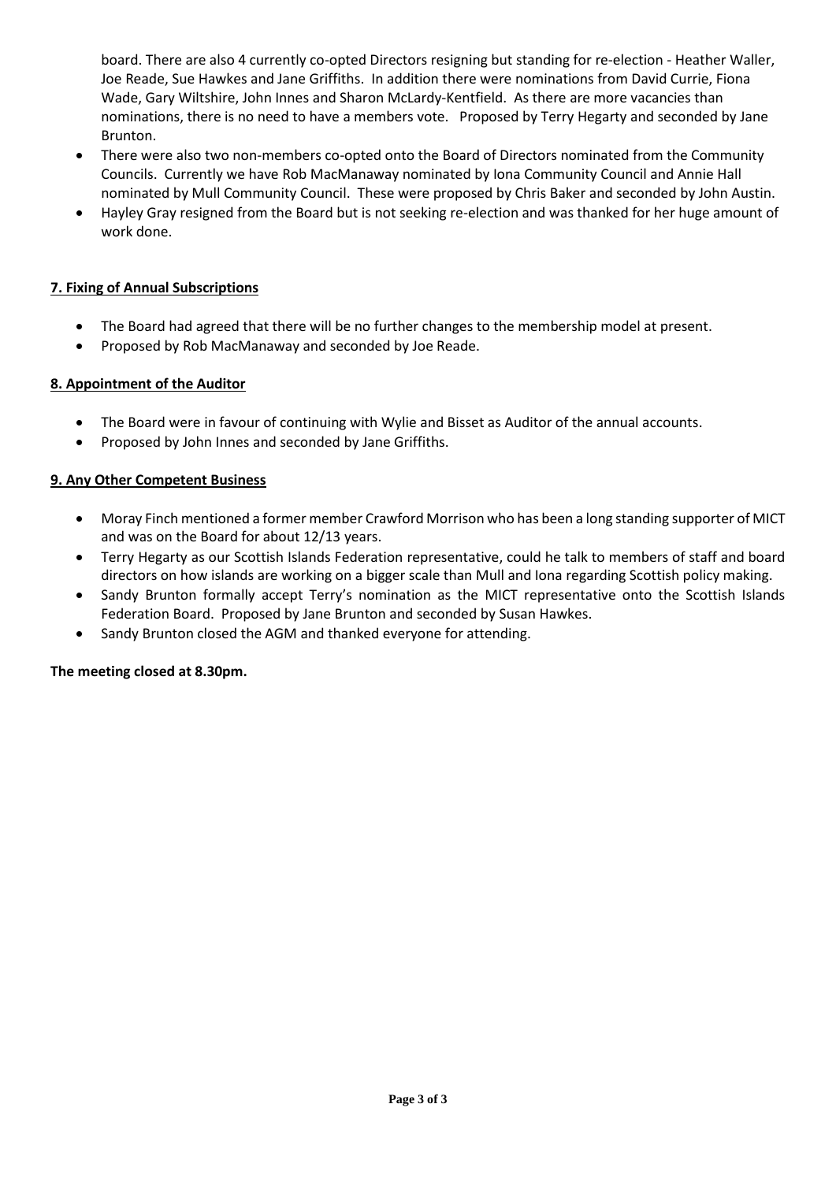board. There are also 4 currently co-opted Directors resigning but standing for re-election - Heather Waller, Joe Reade, Sue Hawkes and Jane Griffiths. In addition there were nominations from David Currie, Fiona Wade, Gary Wiltshire, John Innes and Sharon McLardy-Kentfield. As there are more vacancies than nominations, there is no need to have a members vote. Proposed by Terry Hegarty and seconded by Jane Brunton.

- There were also two non-members co-opted onto the Board of Directors nominated from the Community Councils. Currently we have Rob MacManaway nominated by Iona Community Council and Annie Hall nominated by Mull Community Council. These were proposed by Chris Baker and seconded by John Austin.
- Hayley Gray resigned from the Board but is not seeking re-election and was thanked for her huge amount of work done.

**7. Fixing of Annual Subscriptions**

- The Board had agreed that there will be no further changes to the membership model at present.
- Proposed by Rob MacManaway and seconded by Joe Reade.

**8. Appointment of the Auditor**

- The Board were in favour of continuing with Wylie and Bisset as Auditor of the annual accounts.
- Proposed by John Innes and seconded by Jane Griffiths.

**9. Any Other Competent Business**

- Moray Finch mentioned a former member Crawford Morrison who has been a long standing supporter of MICT and was on the Board for about 12/13 years.
- Terry Hegarty as our Scottish Islands Federation representative, could he talk to members of staff and board directors on how islands are working on a bigger scale than Mull and Iona regarding Scottish policy making.
- Sandy Brunton formally accept Terry's nomination as the MICT representative onto the Scottish Islands Federation Board. Proposed by Jane Brunton and seconded by Susan Hawkes.
- Sandy Brunton closed the AGM and thanked everyone for attending.

**The meeting closed at 8.30pm.**